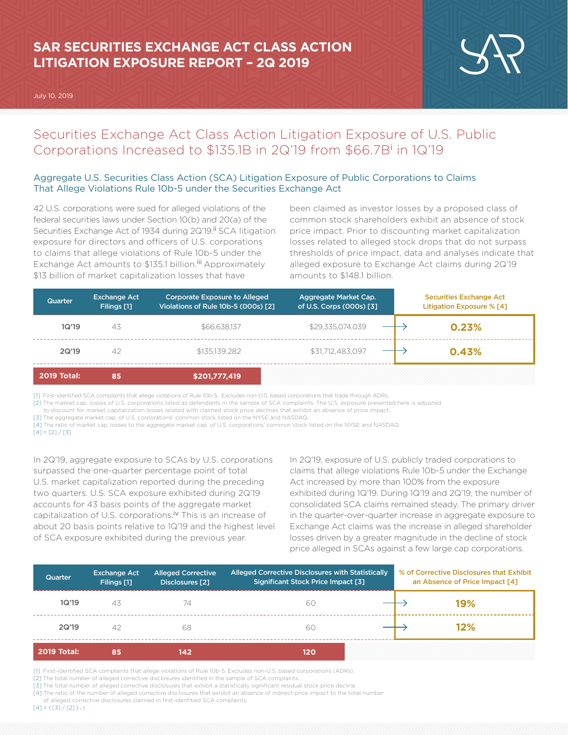# SAR SECURITIES EXCHANGE ACT CLASS ACTION LITIGATION EXPOSURE REPORT – 2Q 2019

July 10, 2019

## Securities Exchange Act Class Action Litigation Exposure of U.S. Public Corporations Increased to $135.1B in 2Q'19 from $66.7B[i] in 1Q'19

### Aggregate U.S. Securities Class Action (SCA) Litigation Exposure of Public Corporations to Claims That Allege Violations Rule 10b-5 under the Securities Exchange Act

42 U.S. corporations were sued for alleged violations of the federal securities laws under Section 10(b) and 20(a) of the Securities Exchange Act of 1934 during 2Q'19.[ii] SCA litigation exposure for directors and officers of U.S. corporations to claims that allege violations of Rule 10b-5 under the Exchange Act amounts to $135.1 billion.[iii] Approximately $13 billion of market capitalization losses that have been claimed as investor losses by a proposed class of common stock shareholders exhibit an absence of stock price impact. Prior to discounting market capitalization losses related to alleged stock drops that do not surpass thresholds of price impact, data and analyses indicate that alleged exposure to Exchange Act claims during 2Q'19 amounts to $148.1 billion.

| Quarter | Exchange Act Filings [1] | Corporate Exposure to Alleged Violations of Rule 10b-5 (000s) [2] | Aggregate Market Cap. of U.S. Corps (000s) [3] | Securities Exchange Act Litigation Exposure % [4] |
|---|---|---|---|---|
| 1Q'19 | 43 | $66,638,137 | $29,335,074,039 | **0.23%** |
| 2Q'19 | 42 | $135,139,282 | $31,712,483,097 | **0.43%** |
| **2019 Total:** | **85** | **$201,777,419** | | |

[1] First-identified SCA complaints that allege violations of Rule 10b-5. Excludes non-U.S. based corporations that trade through ADRs..
[2] The market cap. losses of U.S. corporations listed as defendants in the sample of SCA complaints. The U.S. exposure presented here is adjusted to discount for market capitalization losses related with claimed stock price declines that exhibit an absence of price impact.
[3] The aggregate market cap. of U.S. corporations' common stock listed on the NYSE and NASDAQ.
[4] The ratio of market cap. losses to the aggregate market cap. of U.S. corporations' common stock listed on the NYSE and NASDAQ.
[4] = [2] / [3]

In 2Q'19, aggregate exposure to SCAs by U.S. corporations surpassed the one-quarter percentage point of total U.S. market capitalization reported during the preceding two quarters. U.S. SCA exposure exhibited during 2Q'19 accounts for 43 basis points of the aggregate market capitalization of U.S. corporations.[iv] This is an increase of about 20 basis points relative to 1Q'19 and the highest level of SCA exposure exhibited during the previous year.

In 2Q'19, exposure of U.S. publicly traded corporations to claims that allege violations Rule 10b-5 under the Exchange Act increased by more than 100% from the exposure exhibited during 1Q'19. During 1Q'19 and 2Q'19, the number of consolidated SCA claims remained steady. The primary driver in the quarter-over-quarter increase in aggregate exposure to Exchange Act claims was the increase in alleged shareholder losses driven by a greater magnitude in the decline of stock price alleged in SCAs against a few large cap corporations.

| Quarter | Exchange Act Filings [1] | Alleged Corrective Disclosures [2] | Alleged Corrective Disclosures with Statistically Significant Stock Price Impact [3] | % of Corrective Disclosures that Exhibit an Absence of Price Impact [4] |
|---|---|---|---|---|
| 1Q'19 | 43 | 74 | 60 | **19%** |
| 2Q'19 | 42 | 68 | 60 | **12%** |
| **2019 Total:** | **85** | **142** | **120** | |

[1] First-identified SCA complaints that allege violations of Rule 10b-5. Excludes non-U.S. based corporations (ADRs).
[2] The total number of alleged corrective disclosures identified in the sample of SCA complaints.
[3] The total number of alleged corrective disclosures that exhibit a statistically significant residual stock price decline.
[4] The ratio of the number of alleged corrective disclosures that exhibit an absence of indirect price impact to the total number of alleged corrective disclosures claimed in first-idenfitied SCA complaints.
[4] = ( [3] / [2] ) - 1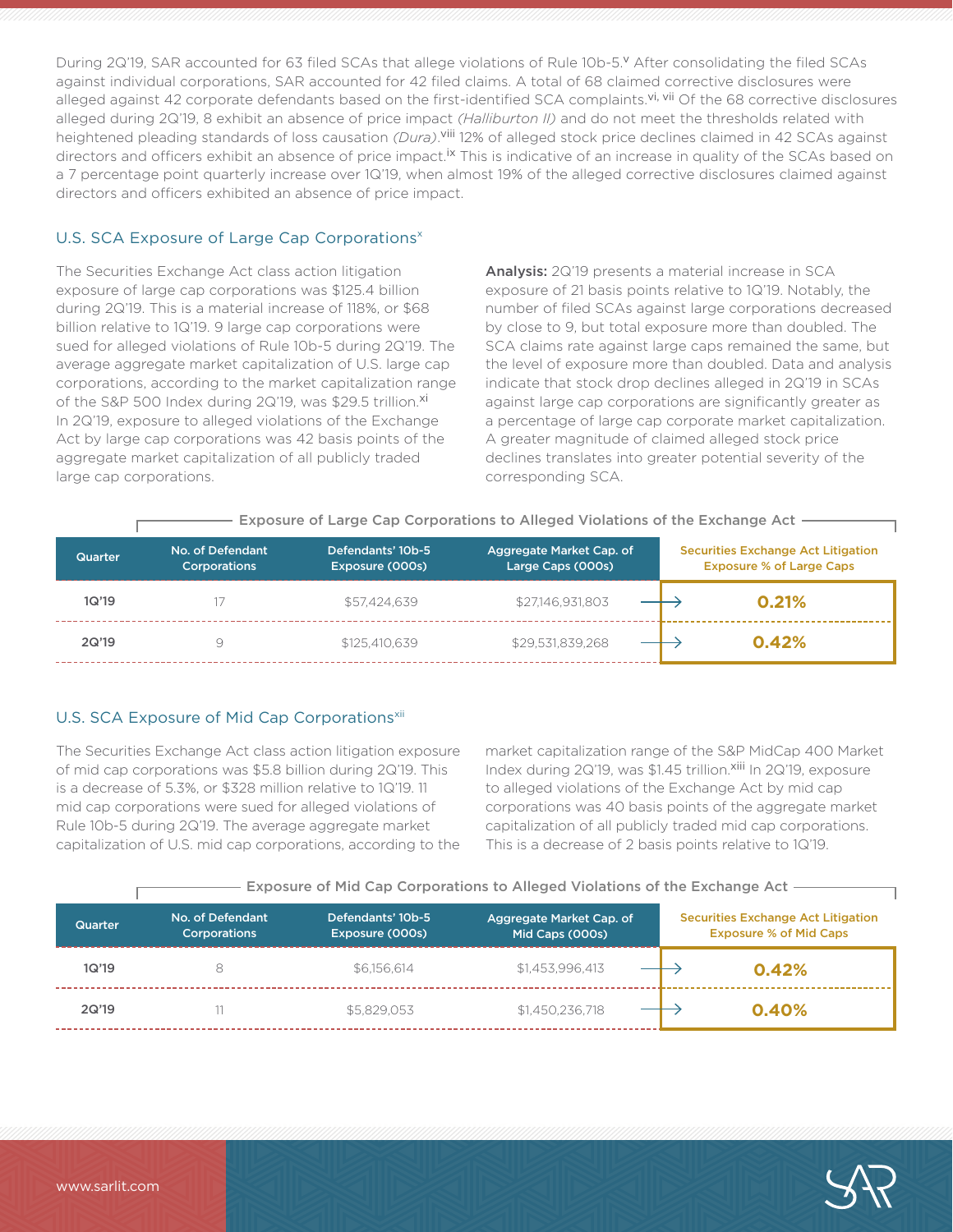During 2Q'19, SAR accounted for 63 filed SCAs that allege violations of Rule 10b-5.[v] After consolidating the filed SCAs against individual corporations, SAR accounted for 42 filed claims. A total of 68 claimed corrective disclosures were alleged against 42 corporate defendants based on the first-identified SCA complaints.[vi, vii] Of the 68 corrective disclosures alleged during 2Q'19, 8 exhibit an absence of price impact *(Halliburton II)* and do not meet the thresholds related with heightened pleading standards of loss causation *(Dura)*.[viii] 12% of alleged stock price declines claimed in 42 SCAs against directors and officers exhibit an absence of price impact.[ix] This is indicative of an increase in quality of the SCAs based on a 7 percentage point quarterly increase over 1Q'19, when almost 19% of the alleged corrective disclosures claimed against directors and officers exhibited an absence of price impact.

## U.S. SCA Exposure of Large Cap Corporations[x]

The Securities Exchange Act class action litigation exposure of large cap corporations was $125.4 billion during 2Q'19. This is a material increase of 118%, or $68 billion relative to 1Q'19. 9 large cap corporations were sued for alleged violations of Rule 10b-5 during 2Q'19. The average aggregate market capitalization of U.S. large cap corporations, according to the market capitalization range of the S&P 500 Index during 2Q'19, was $29.5 trillion.[xi] In 2Q'19, exposure to alleged violations of the Exchange Act by large cap corporations was 42 basis points of the aggregate market capitalization of all publicly traded large cap corporations.

**Analysis:** 2Q'19 presents a material increase in SCA exposure of 21 basis points relative to 1Q'19. Notably, the number of filed SCAs against large corporations decreased by close to 9, but total exposure more than doubled. The SCA claims rate against large caps remained the same, but the level of exposure more than doubled. Data and analysis indicate that stock drop declines alleged in 2Q'19 in SCAs against large cap corporations are significantly greater as a percentage of large cap corporate market capitalization. A greater magnitude of claimed alleged stock price declines translates into greater potential severity of the corresponding SCA.

**Exposure of Large Cap Corporations to Alleged Violations of the Exchange Act**

| Quarter | No. of Defendant Corporations | Defendants' 10b-5 Exposure (000s) | Aggregate Market Cap. of Large Caps (000s) | Securities Exchange Act Litigation Exposure % of Large Caps |
|---|---|---|---|---|
| 1Q'19 | 17 | $57,424,639 | $27,146,931,803 | 0.21% |
| 2Q'19 | 9 | $125,410,639 | $29,531,839,268 | 0.42% |

## U.S. SCA Exposure of Mid Cap Corporations[xii]

The Securities Exchange Act class action litigation exposure of mid cap corporations was $5.8 billion during 2Q'19. This is a decrease of 5.3%, or $328 million relative to 1Q'19. 11 mid cap corporations were sued for alleged violations of Rule 10b-5 during 2Q'19. The average aggregate market capitalization of U.S. mid cap corporations, according to the market capitalization range of the S&P MidCap 400 Market Index during 2Q'19, was $1.45 trillion.[xiii] In 2Q'19, exposure to alleged violations of the Exchange Act by mid cap corporations was 40 basis points of the aggregate market capitalization of all publicly traded mid cap corporations. This is a decrease of 2 basis points relative to 1Q'19.

**Exposure of Mid Cap Corporations to Alleged Violations of the Exchange Act**

| Quarter | No. of Defendant Corporations | Defendants' 10b-5 Exposure (000s) | Aggregate Market Cap. of Mid Caps (000s) | Securities Exchange Act Litigation Exposure % of Mid Caps |
|---|---|---|---|---|
| 1Q'19 | 8 | $6,156,614 | $1,453,996,413 | 0.42% |
| 2Q'19 | 11 | $5,829,053 | $1,450,236,718 | 0.40% |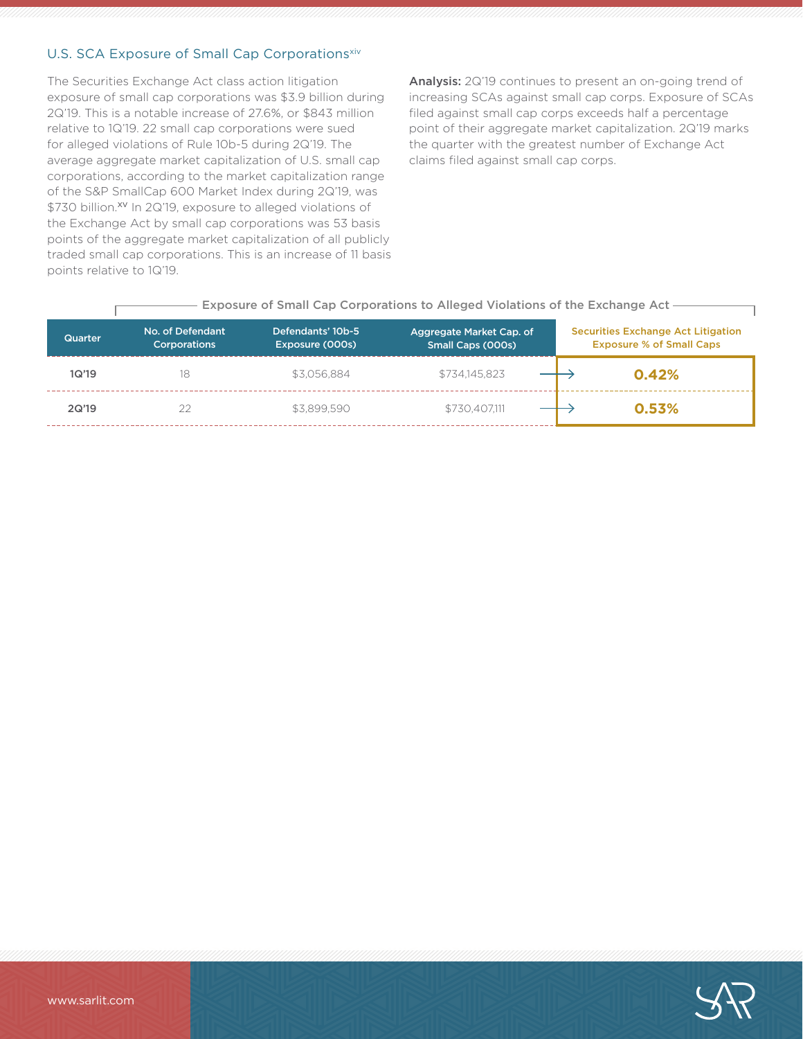## U.S. SCA Exposure of Small Cap Corporations[xiv]

The Securities Exchange Act class action litigation exposure of small cap corporations was $3.9 billion during 2Q'19. This is a notable increase of 27.6%, or $843 million relative to 1Q'19. 22 small cap corporations were sued for alleged violations of Rule 10b-5 during 2Q'19. The average aggregate market capitalization of U.S. small cap corporations, according to the market capitalization range of the S&P SmallCap 600 Market Index during 2Q'19, was $730 billion.[xv] In 2Q'19, exposure to alleged violations of the Exchange Act by small cap corporations was 53 basis points of the aggregate market capitalization of all publicly traded small cap corporations. This is an increase of 11 basis points relative to 1Q'19.

**Analysis:** 2Q'19 continues to present an on-going trend of increasing SCAs against small cap corps. Exposure of SCAs filed against small cap corps exceeds half a percentage point of their aggregate market capitalization. 2Q'19 marks the quarter with the greatest number of Exchange Act claims filed against small cap corps.

Exposure of Small Cap Corporations to Alleged Violations of the Exchange Act

| Quarter | No. of Defendant Corporations | Defendants' 10b-5 Exposure (000s) | Aggregate Market Cap. of Small Caps (000s) | Securities Exchange Act Litigation Exposure % of Small Caps |
|---|---|---|---|---|
| 1Q'19 | 18 | $3,056,884 | $734,145,823 | **0.42%** |
| 2Q'19 | 22 | $3,899,590 | $730,407,111 | **0.53%** |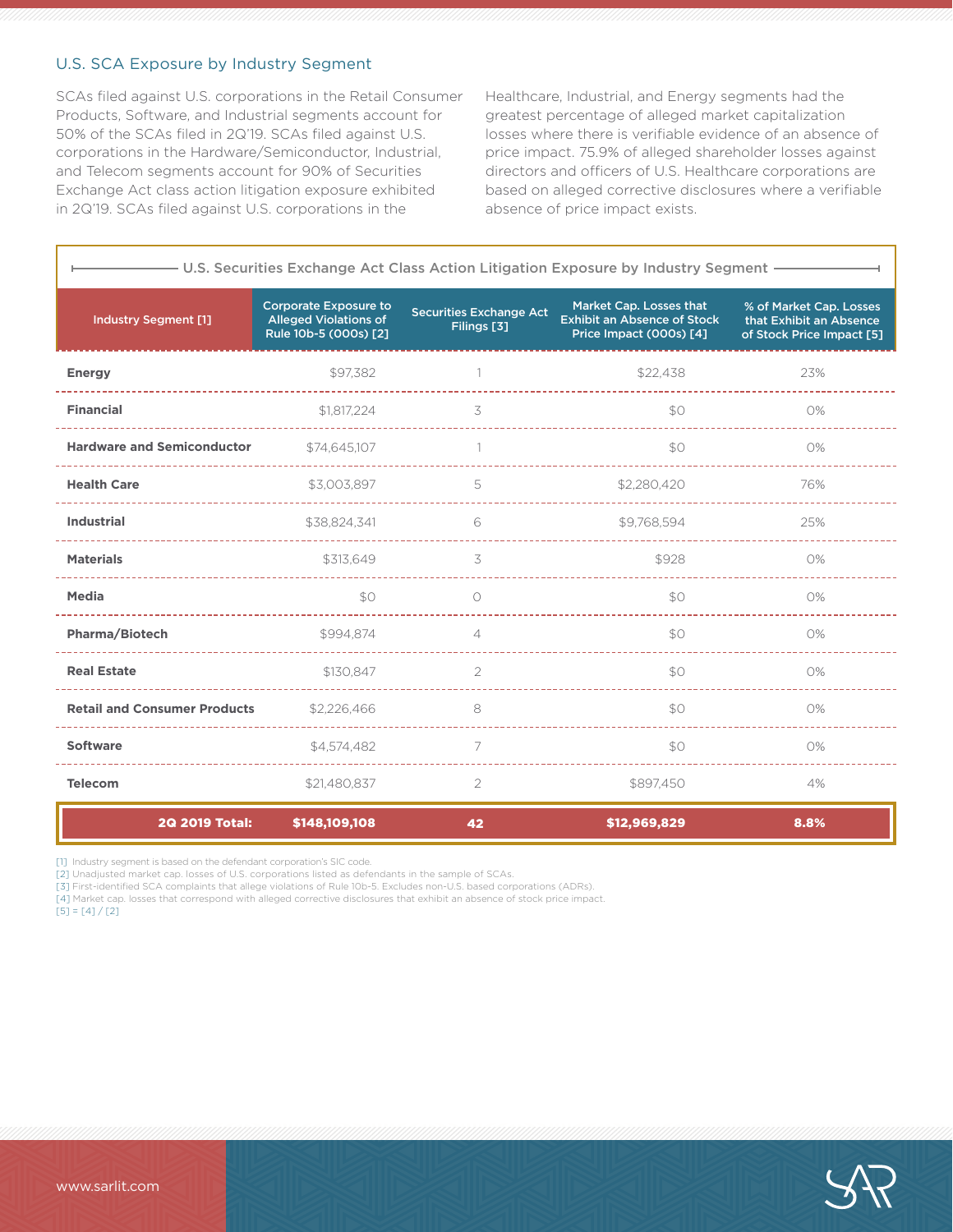## U.S. SCA Exposure by Industry Segment

SCAs filed against U.S. corporations in the Retail Consumer Products, Software, and Industrial segments account for 50% of the SCAs filed in 2Q'19. SCAs filed against U.S. corporations in the Hardware/Semiconductor, Industrial, and Telecom segments account for 90% of Securities Exchange Act class action litigation exposure exhibited in 2Q'19. SCAs filed against U.S. corporations in the Healthcare, Industrial, and Energy segments had the greatest percentage of alleged market capitalization losses where there is verifiable evidence of an absence of price impact. 75.9% of alleged shareholder losses against directors and officers of U.S. Healthcare corporations are based on alleged corrective disclosures where a verifiable absence of price impact exists.

### U.S. Securities Exchange Act Class Action Litigation Exposure by Industry Segment

| Industry Segment [1] | Corporate Exposure to Alleged Violations of Rule 10b-5 (000s) [2] | Securities Exchange Act Filings [3] | Market Cap. Losses that Exhibit an Absence of Stock Price Impact (000s) [4] | % of Market Cap. Losses that Exhibit an Absence of Stock Price Impact [5] |
|---|---|---|---|---|
| **Energy** | $97,382 | 1 | $22,438 | 23% |
| **Financial** | $1,817,224 | 3 | $0 | 0% |
| **Hardware and Semiconductor** | $74,645,107 | 1 | $0 | 0% |
| **Health Care** | $3,003,897 | 5 | $2,280,420 | 76% |
| **Industrial** | $38,824,341 | 6 | $9,768,594 | 25% |
| **Materials** | $313,649 | 3 | $928 | 0% |
| **Media** | $0 | 0 | $0 | 0% |
| **Pharma/Biotech** | $994,874 | 4 | $0 | 0% |
| **Real Estate** | $130,847 | 2 | $0 | 0% |
| **Retail and Consumer Products** | $2,226,466 | 8 | $0 | 0% |
| **Software** | $4,574,482 | 7 | $0 | 0% |
| **Telecom** | $21,480,837 | 2 | $897,450 | 4% |
| **2Q 2019 Total:** | **$148,109,108** | **42** | **$12,969,829** | **8.8%** |

[1] Industry segment is based on the defendant corporation's SIC code.
[2] Unadjusted market cap. losses of U.S. corporations listed as defendants in the sample of SCAs.
[3] First-identified SCA complaints that allege violations of Rule 10b-5. Excludes non-U.S. based corporations (ADRs).
[4] Market cap. losses that correspond with alleged corrective disclosures that exhibit an absence of stock price impact.
[5] = [4] / [2]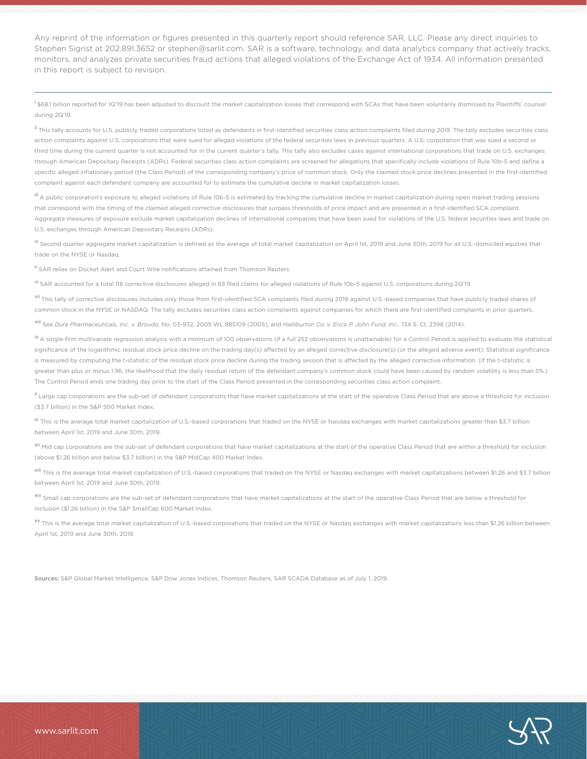Any reprint of the information or figures presented in this quarterly report should reference SAR, LLC. Please any direct inquiries to Stephen Sigrist at 202.891.3652 or stephen@sarlit.com. SAR is a software, technology, and data analytics company that actively tracks, monitors, and analyzes private securities fraud actions that alleged violations of the Exchange Act of 1934. All information presented in this report is subject to revision.

---

[i] $68.1 billion reported for 1Q'19 has been adjusted to discount the market capitalization losses that correspond with SCAs that have been voluntarily dismissed by Plaintiffs' counsel during 2Q'19.

[ii] This tally accounts for U.S. publicly traded corporations listed as defendants in first-identified securities class action complaints filed during 2019. The tally excludes securities class action complaints against U.S. corporations that were sued for alleged violations of the federal securities laws in previous quarters. A U.S. corporation that was sued a second or third time during the current quarter is not accounted for in the current quarter's tally. This tally also excludes cases against international corporations that trade on U.S. exchanges through American Depositary Receipts (ADRs). Federal securities class action complaints are screened for allegations that specifically include violations of Rule 10b-5 and define a specific alleged inflationary period (the Class Period) of the corresponding company's price of common stock. Only the claimed stock price declines presented in the first-identified complaint against each defendant company are accounted for to estimate the cumulative decline in market capitalization losses.

[iii] A public corporation's exposure to alleged violations of Rule 10b-5 is estimated by tracking the cumulative decline in market capitalization during open market trading sessions that correspond with the timing of the claimed alleged corrective disclosures that surpass thresholds of price impact and are presented in a first-identified SCA complaint. Aggregate measures of exposure exclude market capitalization declines of international companies that have been sued for violations of the U.S. federal securities laws and trade on U.S. exchanges through American Depositary Receipts (ADRs).

[iv] Second quarter aggregate market capitalization is defined as the average of total market capitalization on April 1st, 2019 and June 30th, 2019 for all U.S.-domiciled equities that trade on the NYSE or Nasdaq.

[v] SAR relies on Docket Alert and Court Wire notifications attained from Thomson Reuters.

[vi] SAR accounted for a total 116 corrective disclosures alleged in 63 filed claims for alleged violations of Rule 10b-5 against U.S. corporations during 2Q'19.

[vii] This tally of corrective disclosures includes only those from first-identified SCA complaints filed during 2019 against U.S.-based companies that have publicly traded shares of common stock in the NYSE or NASDAQ. The tally excludes securities class action complaints against companies for which there are first-identified complaints in prior quarters.

[viii] See *Dura Pharmaceuticals, Inc. v. Broudo,* No. 03-932, 2005 WL 885109 (2005), and *Halliburton Co. v. Erica P. John Fund, Inc.,* 134 S. Ct. 2398 (2014).

[ix] A single-firm multivariate regression analysis with a minimum of 100 observations (if a full 252 observations is unattainable) for a Control Period is applied to evaluate the statistical significance of the logarithmic residual stock price decline on the trading day(s) affected by an alleged corrective disclosure(s) (or the alleged adverse event). Statistical significance is measured by computing the t-statistic of the residual stock price decline during the trading session that is affected by the alleged corrective information. (If the t-statistic is greater than plus or minus 1.96, the likelihood that the daily residual return of the defendant company's common stock could have been caused by random volatility is less than 5%.) The Control Period ends one trading day prior to the start of the Class Period presented in the corresponding securities class action complaint.

[x] Large cap corporations are the sub-set of defendant corporations that have market capitalizations at the start of the operative Class Period that are above a threshold for inclusion ($3.7 billion) in the S&P 500 Market Index.

[xi] This is the average total market capitalization of U.S.-based corporations that traded on the NYSE or Nasdaq exchanges with market capitalizations greater than $3.7 billion between April 1st, 2019 and June 30th, 2019.

[xii] Mid cap corporations are the sub-set of defendant corporations that have market capitalizations at the start of the operative Class Period that are within a threshold for inclusion (above $1.26 billion and below $3.7 billion) in the S&P MidCap 400 Market Index.

[xiii] This is the average total market capitalization of U.S.-based corporations that traded on the NYSE or Nasdaq exchanges with market capitalizations between $1.26 and $3.7 billion between April 1st, 2019 and June 30th, 2019.

[xiv] Small cap corporations are the sub-set of defendant corporations that have market capitalizations at the start of the operative Class Period that are below a threshold for inclusion ($1.26 billion) in the S&P SmallCap 600 Market Index.

[xv] This is the average total market capitalization of U.S.-based corporations that traded on the NYSE or Nasdaq exchanges with market capitalizations less than $1.26 billion between April 1st, 2019 and June 30th, 2019.

**Sources:** S&P Global Market Intelligence, S&P Dow Jones Indices, Thomson Reuters, SAR SCADA Database as of July 1, 2019.

www.sarlit.com